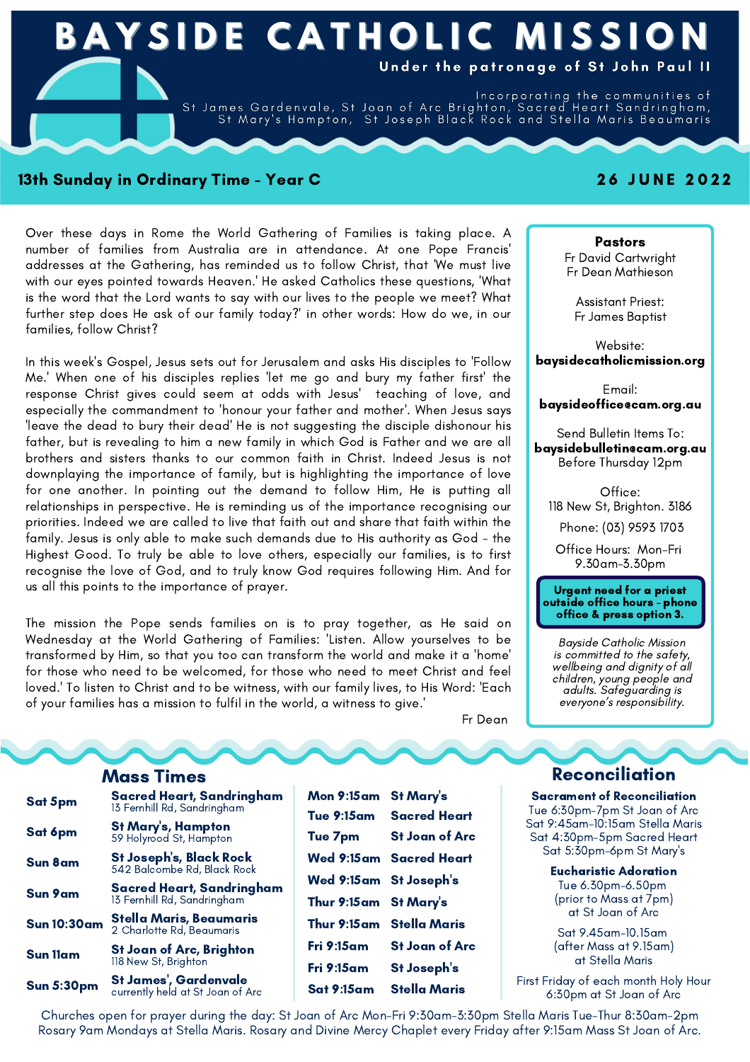# BAYSIDE CATHOLIC MISSION

**Under the patronage of St John Paul II**

Incorporating the communities of St James Gardenvale, St Joan of Arc Brighton, Sacred Heart Sandringham, St Mary's Hampton, St Joseph Black Rock and Stella Maris Beaumaris

## 13th Sunday in Ordinary Time - Year C

**26 JUNE 2022**

Over these days in Rome the World Gathering of Families is taking place. A number of families from Australia are in attendance. At one Pope Francis' addresses at the Gathering, has reminded us to follow Christ, that 'We must live with our eyes pointed towards Heaven.' He asked Catholics these questions, 'What is the word that the Lord wants to say with our lives to the people we meet? What further step does He ask of our family today?' in other words: How do we, in our families, follow Christ?

In this week's Gospel, Jesus sets out for Jerusalem and asks His disciples to 'Follow Me.' When one of his disciples replies 'let me go and bury my father first' the response Christ gives could seem at odds with Jesus' teaching of love, and especially the commandment to 'honour your father and mother'. When Jesus says 'leave the dead to bury their dead' He is not suggesting the disciple dishonour his father, but is revealing to him a new family in which God is Father and we are all brothers and sisters thanks to our common faith in Christ. Indeed Jesus is not downplaying the importance of family, but is highlighting the importance of love for one another. In pointing out the demand to follow Him, He is putting all relationships in perspective. He is reminding us of the importance recognising our priorities. Indeed we are called to live that faith out and share that faith within the family. Jesus is only able to make such demands due to His authority as God - the Highest Good. To truly be able to love others, especially our families, is to first recognise the love of God, and to truly know God requires following Him. And for us all this points to the importance of prayer.

The mission the Pope sends families on is to pray together, as He said on Wednesday at the World Gathering of Families: 'Listen. Allow yourselves to be transformed by Him, so that you too can transform the world and make it a 'home' for those who need to be welcomed, for those who need to meet Christ and feel loved.' To listen to Christ and to be witness, with our family lives, to His Word: 'Each of your families has a mission to fulfil in the world, a witness to give.'

Fr Dean

**Pastors**
Fr David Cartwright
Fr Dean Mathieson

Assistant Priest:
Fr James Baptist

Website:
**baysidecatholicmission.org**

Email:
**baysideoffice@cam.org.au**

Send Bulletin Items To:
**baysidebulletin@cam.org.au**
Before Thursday 12pm

Office:
118 New St, Brighton. 3186

Phone: (03) 9593 1703

Office Hours: Mon-Fri 9.30am-3.30pm

**Urgent need for a priest outside office hours - phone office & press option 3.**

*Bayside Catholic Mission is committed to the safety, wellbeing and dignity of all children, young people and adults. Safeguarding is everyone's responsibility.*

## Mass Times

| | |
|---|---|
| **Sat 5pm** | **Sacred Heart, Sandringham** 13 Fernhill Rd, Sandringham |
| **Sat 6pm** | **St Mary's, Hampton** 59 Holyrood St, Hampton |
| **Sun 8am** | **St Joseph's, Black Rock** 542 Balcombe Rd, Black Rock |
| **Sun 9am** | **Sacred Heart, Sandringham** 13 Fernhill Rd, Sandringham |
| **Sun 10:30am** | **Stella Maris, Beaumaris** 2 Charlotte Rd, Beaumaris |
| **Sun 11am** | **St Joan of Arc, Brighton** 118 New St, Brighton |
| **Sun 5:30pm** | **St James', Gardenvale** currently held at St Joan of Arc |

| | |
|---|---|
| **Mon 9:15am** | **St Mary's** |
| **Tue 9:15am** | **Sacred Heart** |
| **Tue 7pm** | **St Joan of Arc** |
| **Wed 9:15am** | **Sacred Heart** |
| **Wed 9:15am** | **St Joseph's** |
| **Thur 9:15am** | **St Mary's** |
| **Thur 9:15am** | **Stella Maris** |
| **Fri 9:15am** | **St Joan of Arc** |
| **Fri 9:15am** | **St Joseph's** |
| **Sat 9:15am** | **Stella Maris** |

## Reconciliation

**Sacrament of Reconciliation**
Tue 6:30pm-7pm St Joan of Arc
Sat 9:45am-10:15am Stella Maris
Sat 4:30pm-5pm Sacred Heart
Sat 5:30pm-6pm St Mary's

**Eucharistic Adoration**
Tue 6.30pm-6.50pm (prior to Mass at 7pm) at St Joan of Arc

Sat 9.45am-10.15am (after Mass at 9.15am) at Stella Maris

First Friday of each month Holy Hour 6:30pm at St Joan of Arc

Churches open for prayer during the day: St Joan of Arc Mon-Fri 9:30am-3:30pm Stella Maris Tue-Thur 8:30am-2pm Rosary 9am Mondays at Stella Maris. Rosary and Divine Mercy Chaplet every Friday after 9:15am Mass St Joan of Arc.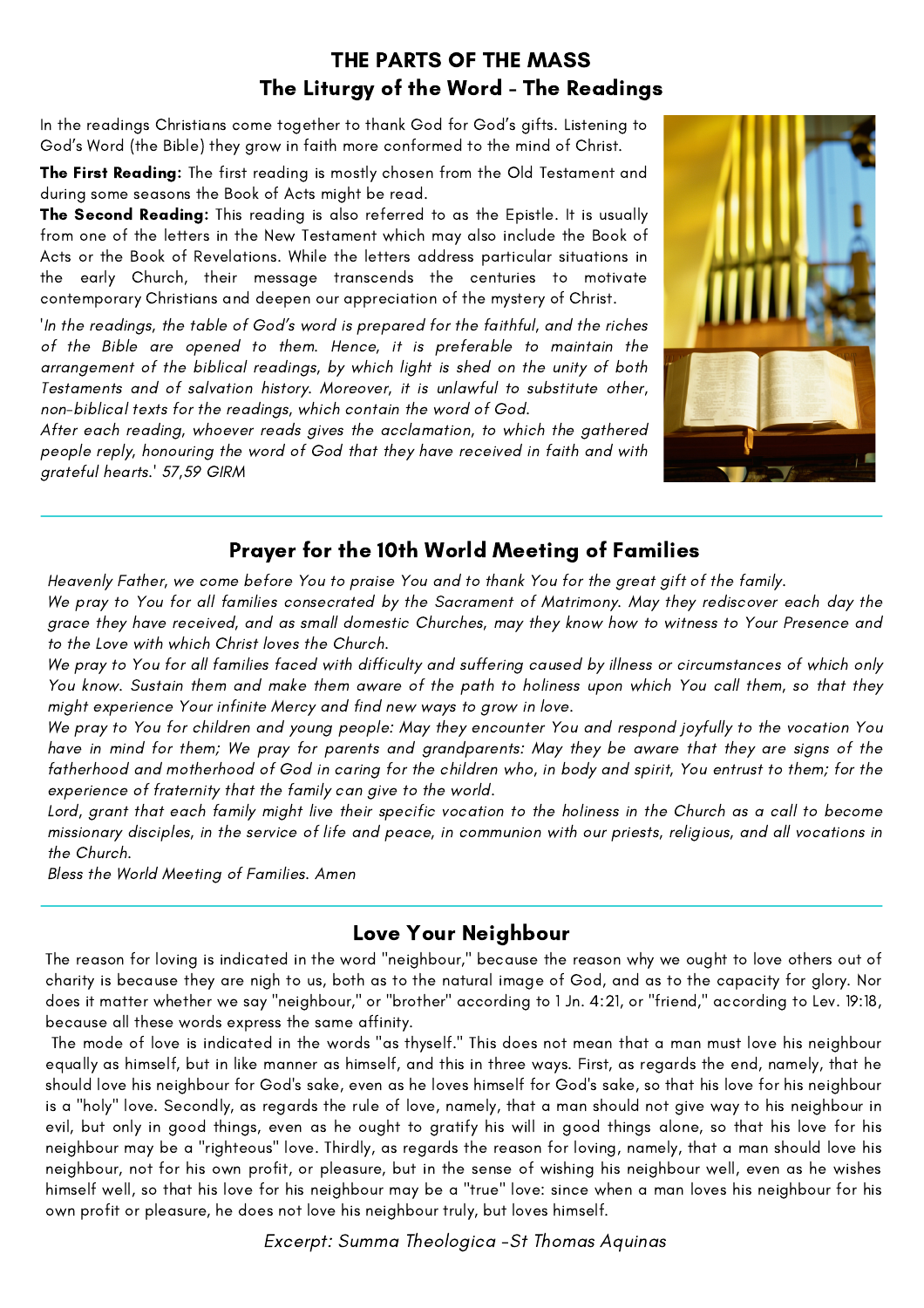## THE PARTS OF THE MASS
## The Liturgy of the Word - The Readings

In the readings Christians come together to thank God for God's gifts. Listening to God's Word (the Bible) they grow in faith more conformed to the mind of Christ.

**The First Reading:** The first reading is mostly chosen from the Old Testament and during some seasons the Book of Acts might be read.

**The Second Reading:** This reading is also referred to as the Epistle. It is usually from one of the letters in the New Testament which may also include the Book of Acts or the Book of Revelations. While the letters address particular situations in the early Church, their message transcends the centuries to motivate contemporary Christians and deepen our appreciation of the mystery of Christ.

'*In the readings, the table of God's word is prepared for the faithful, and the riches of the Bible are opened to them. Hence, it is preferable to maintain the arrangement of the biblical readings, by which light is shed on the unity of both Testaments and of salvation history. Moreover, it is unlawful to substitute other, non-biblical texts for the readings, which contain the word of God.*
*After each reading, whoever reads gives the acclamation, to which the gathered people reply, honouring the word of God that they have received in faith and with grateful hearts.*' *57,59 GIRM*

---

## Prayer for the 10th World Meeting of Families

*Heavenly Father, we come before You to praise You and to thank You for the great gift of the family.*
*We pray to You for all families consecrated by the Sacrament of Matrimony. May they rediscover each day the grace they have received, and as small domestic Churches, may they know how to witness to Your Presence and to the Love with which Christ loves the Church.*
*We pray to You for all families faced with difficulty and suffering caused by illness or circumstances of which only You know. Sustain them and make them aware of the path to holiness upon which You call them, so that they might experience Your infinite Mercy and find new ways to grow in love.*
*We pray to You for children and young people: May they encounter You and respond joyfully to the vocation You have in mind for them; We pray for parents and grandparents: May they be aware that they are signs of the fatherhood and motherhood of God in caring for the children who, in body and spirit, You entrust to them; for the experience of fraternity that the family can give to the world.*
*Lord, grant that each family might live their specific vocation to the holiness in the Church as a call to become missionary disciples, in the service of life and peace, in communion with our priests, religious, and all vocations in the Church.*
*Bless the World Meeting of Families. Amen*

---

## Love Your Neighbour

The reason for loving is indicated in the word "neighbour," because the reason why we ought to love others out of charity is because they are nigh to us, both as to the natural image of God, and as to the capacity for glory. Nor does it matter whether we say "neighbour," or "brother" according to 1 Jn. 4:21, or "friend," according to Lev. 19:18, because all these words express the same affinity.

The mode of love is indicated in the words "as thyself." This does not mean that a man must love his neighbour equally as himself, but in like manner as himself, and this in three ways. First, as regards the end, namely, that he should love his neighbour for God's sake, even as he loves himself for God's sake, so that his love for his neighbour is a "holy" love. Secondly, as regards the rule of love, namely, that a man should not give way to his neighbour in evil, but only in good things, even as he ought to gratify his will in good things alone, so that his love for his neighbour may be a "righteous" love. Thirdly, as regards the reason for loving, namely, that a man should love his neighbour, not for his own profit, or pleasure, but in the sense of wishing his neighbour well, even as he wishes himself well, so that his love for his neighbour may be a "true" love: since when a man loves his neighbour for his own profit or pleasure, he does not love his neighbour truly, but loves himself.

*Excerpt: Summa Theologica -St Thomas Aquinas*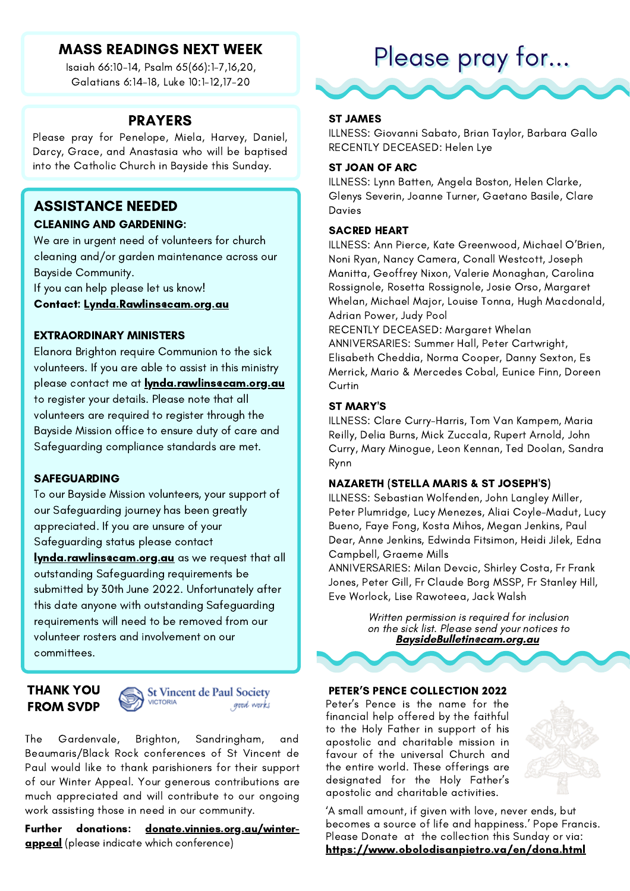## MASS READINGS NEXT WEEK

Isaiah 66:10-14, Psalm 65(66):1-7,16,20, Galatians 6:14-18, Luke 10:1-12,17-20

## PRAYERS

Please pray for Penelope, Miela, Harvey, Daniel, Darcy, Grace, and Anastasia who will be baptised into the Catholic Church in Bayside this Sunday.

## ASSISTANCE NEEDED

**CLEANING AND GARDENING:**

We are in urgent need of volunteers for church cleaning and/or garden maintenance across our Bayside Community.
If you can help please let us know!
**Contact: Lynda.Rawlins@cam.org.au**

**EXTRAORDINARY MINISTERS**

Elanora Brighton require Communion to the sick volunteers. If you are able to assist in this ministry please contact me at **lynda.rawlins@cam.org.au** to register your details. Please note that all volunteers are required to register through the Bayside Mission office to ensure duty of care and Safeguarding compliance standards are met.

**SAFEGUARDING**

To our Bayside Mission volunteers, your support of our Safeguarding journey has been greatly appreciated. If you are unsure of your Safeguarding status please contact **lynda.rawlins@cam.org.au** as we request that all outstanding Safeguarding requirements be submitted by 30th June 2022. Unfortunately after this date anyone with outstanding Safeguarding requirements will need to be removed from our volunteer rosters and involvement on our committees.

## THANK YOU FROM SVDP

St Vincent de Paul Society VICTORIA *good works*

The Gardenvale, Brighton, Sandringham, and Beaumaris/Black Rock conferences of St Vincent de Paul would like to thank parishioners for their support of our Winter Appeal. Your generous contributions are much appreciated and will contribute to our ongoing work assisting those in need in our community.

**Further donations:** **donate.vinnies.org.au/winter-appeal** (please indicate which conference)

# Please pray for...

**ST JAMES**

ILLNESS: Giovanni Sabato, Brian Taylor, Barbara Gallo
RECENTLY DECEASED: Helen Lye

**ST JOAN OF ARC**

ILLNESS: Lynn Batten, Angela Boston, Helen Clarke, Glenys Severin, Joanne Turner, Gaetano Basile, Clare Davies

**SACRED HEART**

ILLNESS: Ann Pierce, Kate Greenwood, Michael O'Brien, Noni Ryan, Nancy Camera, Conall Westcott, Joseph Manitta, Geoffrey Nixon, Valerie Monaghan, Carolina Rossignole, Rosetta Rossignole, Josie Orso, Margaret Whelan, Michael Major, Louise Tonna, Hugh Macdonald, Adrian Power, Judy Pool
RECENTLY DECEASED: Margaret Whelan
ANNIVERSARIES: Summer Hall, Peter Cartwright, Elisabeth Cheddia, Norma Cooper, Danny Sexton, Es Merrick, Mario & Mercedes Cobal, Eunice Finn, Doreen Curtin

**ST MARY'S**

ILLNESS: Clare Curry-Harris, Tom Van Kampem, Maria Reilly, Delia Burns, Mick Zuccala, Rupert Arnold, John Curry, Mary Minogue, Leon Kennan, Ted Doolan, Sandra Rynn

**NAZARETH (STELLA MARIS & ST JOSEPH'S)**

ILLNESS: Sebastian Wolfenden, John Langley Miller, Peter Plumridge, Lucy Menezes, Aliai Coyle-Madut, Lucy Bueno, Faye Fong, Kosta Mihos, Megan Jenkins, Paul Dear, Anne Jenkins, Edwinda Fitsimon, Heidi Jilek, Edna Campbell, Graeme Mills
ANNIVERSARIES: Milan Devcic, Shirley Costa, Fr Frank Jones, Peter Gill, Fr Claude Borg MSSP, Fr Stanley Hill, Eve Worlock, Lise Rawoteea, Jack Walsh

*Written permission is required for inclusion on the sick list. Please send your notices to* ***BaysideBulletin@cam.org.au***

**PETER'S PENCE COLLECTION 2022**

Peter's Pence is the name for the financial help offered by the faithful to the Holy Father in support of his apostolic and charitable mission in favour of the universal Church and the entire world. These offerings are designated for the Holy Father's apostolic and charitable activities.

'A small amount, if given with love, never ends, but becomes a source of life and happiness.' Pope Francis.
Please Donate at the collection this Sunday or via: **https://www.obolodisanpietro.va/en/dona.html**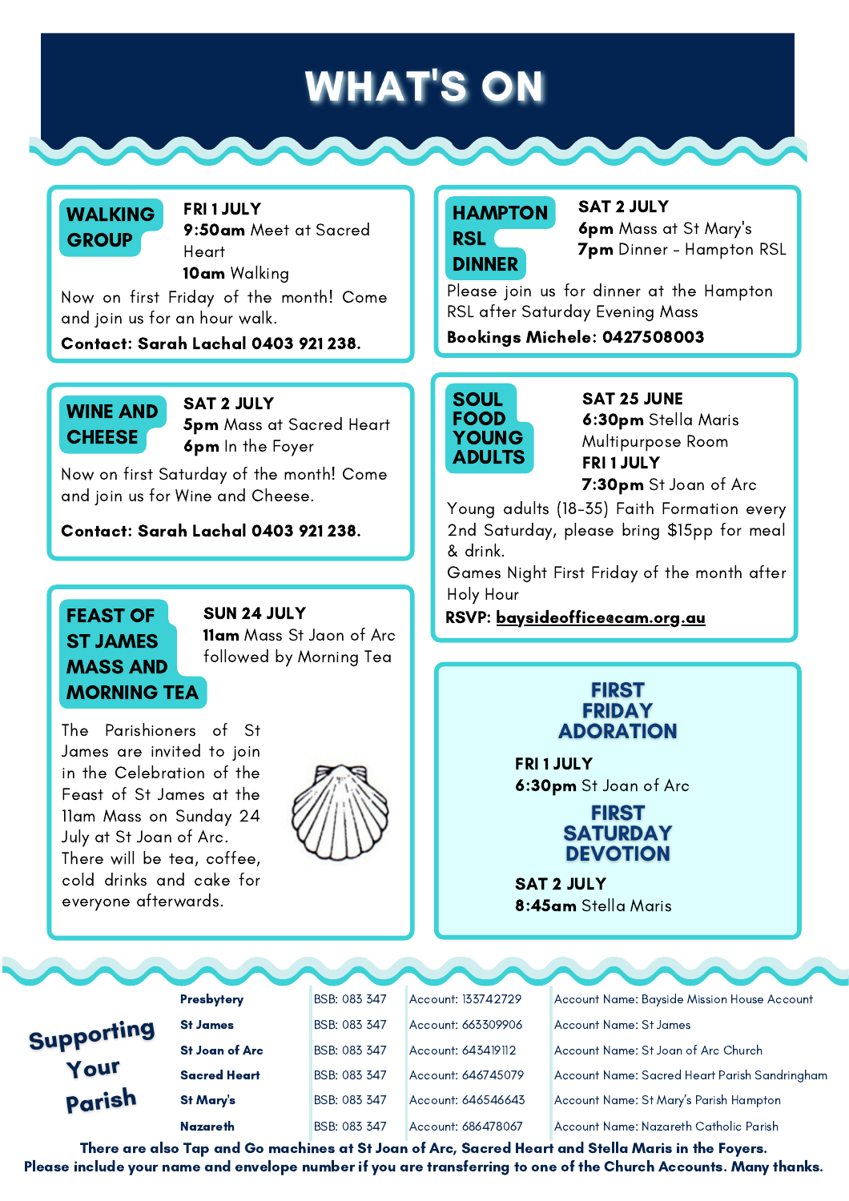# WHAT'S ON

## WALKING GROUP

**FRI 1 JULY**
**9:50am** Meet at Sacred Heart
**10am** Walking

Now on first Friday of the month! Come and join us for an hour walk.

**Contact: Sarah Lachal 0403 921 238.**

## HAMPTON RSL DINNER

**SAT 2 JULY**
**6pm** Mass at St Mary's
**7pm** Dinner - Hampton RSL

Please join us for dinner at the Hampton RSL after Saturday Evening Mass

**Bookings Michele: 0427508003**

## WINE AND CHEESE

**SAT 2 JULY**
**5pm** Mass at Sacred Heart
**6pm** In the Foyer

Now on first Saturday of the month! Come and join us for Wine and Cheese.

**Contact: Sarah Lachal 0403 921 238.**

## SOUL FOOD YOUNG ADULTS

**SAT 25 JUNE**
**6:30pm** Stella Maris Multipurpose Room
**FRI 1 JULY**
**7:30pm** St Joan of Arc

Young adults (18-35) Faith Formation every 2nd Saturday, please bring $15pp for meal & drink.
Games Night First Friday of the month after Holy Hour

**RSVP: baysideoffice@cam.org.au**

## FEAST OF ST JAMES MASS AND MORNING TEA

**SUN 24 JULY**
**11am** Mass St Jaon of Arc followed by Morning Tea

The Parishioners of St James are invited to join in the Celebration of the Feast of St James at the 11am Mass on Sunday 24 July at St Joan of Arc. There will be tea, coffee, cold drinks and cake for everyone afterwards.

## FIRST FRIDAY ADORATION

**FRI 1 JULY**
**6:30pm** St Joan of Arc

## FIRST SATURDAY DEVOTION

**SAT 2 JULY**
**8:45am** Stella Maris

## Supporting Your Parish

| | | | |
|---|---|---|---|
| **Presbytery** | BSB: 083 347 | Account: 133742729 | Account Name: Bayside Mission House Account |
| **St James** | BSB: 083 347 | Account: 663309906 | Account Name: St James |
| **St Joan of Arc** | BSB: 083 347 | Account: 643419112 | Account Name: St Joan of Arc Church |
| **Sacred Heart** | BSB: 083 347 | Account: 646745079 | Account Name: Sacred Heart Parish Sandringham |
| **St Mary's** | BSB: 083 347 | Account: 646546643 | Account Name: St Mary's Parish Hampton |
| **Nazareth** | BSB: 083 347 | Account: 686478067 | Account Name: Nazareth Catholic Parish |

**There are also Tap and Go machines at St Joan of Arc, Sacred Heart and Stella Maris in the Foyers.**
**Please include your name and envelope number if you are transferring to one of the Church Accounts. Many thanks.**